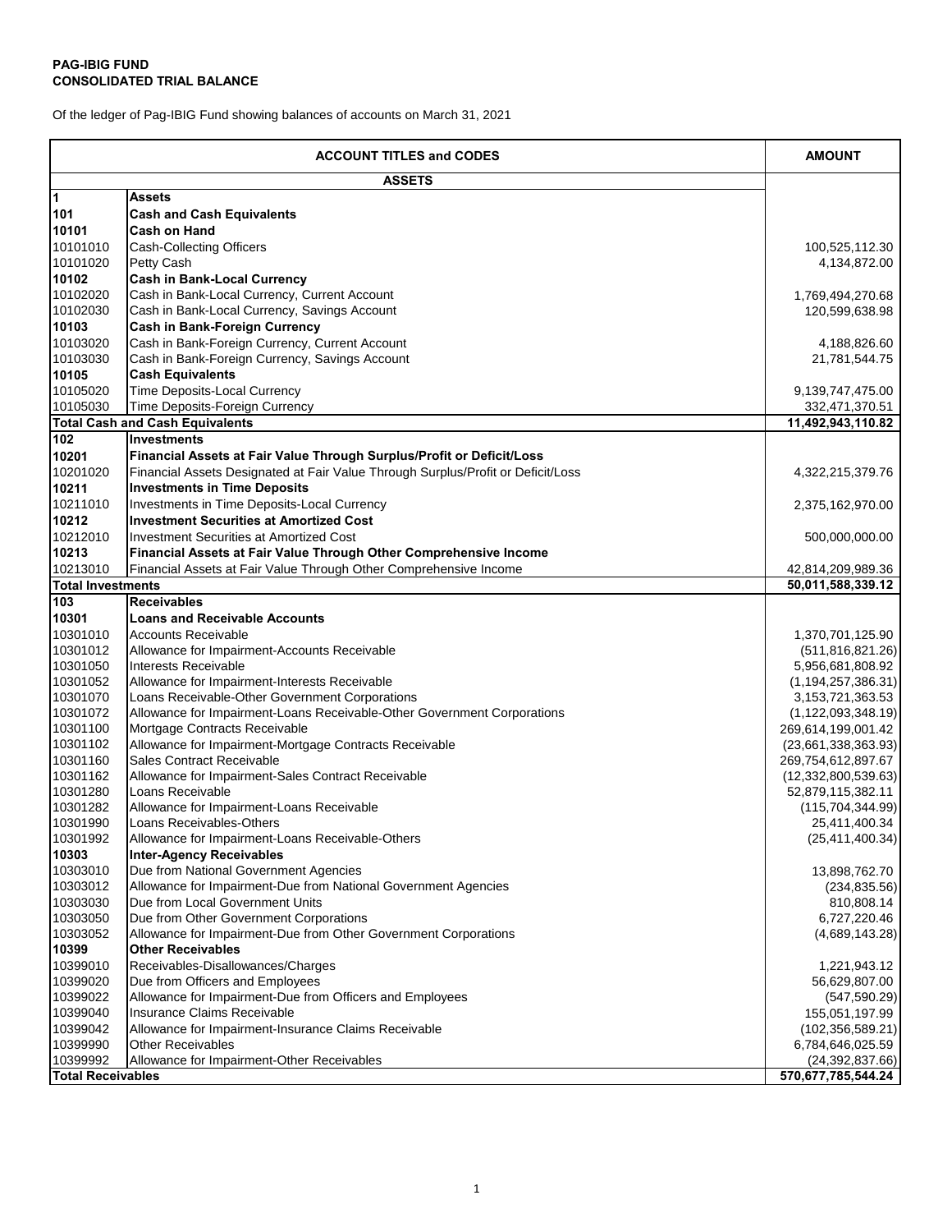**PAG-IBIG FUND**
**CONSOLIDATED TRIAL BALANCE**

Of the ledger of Pag-IBIG Fund showing balances of accounts on March 31, 2021

| ACCOUNT TITLES and CODES | | AMOUNT |
|---|---|---|
| | **ASSETS** | |
| **1** | **Assets** | |
| **101** | **Cash and Cash Equivalents** | |
| **10101** | **Cash on Hand** | |
| 10101010 | Cash-Collecting Officers | 100,525,112.30 |
| 10101020 | Petty Cash | 4,134,872.00 |
| **10102** | **Cash in Bank-Local Currency** | |
| 10102020 | Cash in Bank-Local Currency, Current Account | 1,769,494,270.68 |
| 10102030 | Cash in Bank-Local Currency, Savings Account | 120,599,638.98 |
| **10103** | **Cash in Bank-Foreign Currency** | |
| 10103020 | Cash in Bank-Foreign Currency, Current Account | 4,188,826.60 |
| 10103030 | Cash in Bank-Foreign Currency, Savings Account | 21,781,544.75 |
| **10105** | **Cash Equivalents** | |
| 10105020 | Time Deposits-Local Currency | 9,139,747,475.00 |
| 10105030 | Time Deposits-Foreign Currency | 332,471,370.51 |
| **Total Cash and Cash Equivalents** | | **11,492,943,110.82** |
| **102** | **Investments** | |
| **10201** | **Financial Assets at Fair Value Through Surplus/Profit or Deficit/Loss** | |
| 10201020 | Financial Assets Designated at Fair Value Through Surplus/Profit or Deficit/Loss | 4,322,215,379.76 |
| **10211** | **Investments in Time Deposits** | |
| 10211010 | Investments in Time Deposits-Local Currency | 2,375,162,970.00 |
| **10212** | **Investment Securities at Amortized Cost** | |
| 10212010 | Investment Securities at Amortized Cost | 500,000,000.00 |
| **10213** | **Financial Assets at Fair Value Through Other Comprehensive Income** | |
| 10213010 | Financial Assets at Fair Value Through Other Comprehensive Income | 42,814,209,989.36 |
| **Total Investments** | | **50,011,588,339.12** |
| **103** | **Receivables** | |
| **10301** | **Loans and Receivable Accounts** | |
| 10301010 | Accounts Receivable | 1,370,701,125.90 |
| 10301012 | Allowance for Impairment-Accounts Receivable | (511,816,821.26) |
| 10301050 | Interests Receivable | 5,956,681,808.92 |
| 10301052 | Allowance for Impairment-Interests Receivable | (1,194,257,386.31) |
| 10301070 | Loans Receivable-Other Government Corporations | 3,153,721,363.53 |
| 10301072 | Allowance for Impairment-Loans Receivable-Other Government Corporations | (1,122,093,348.19) |
| 10301100 | Mortgage Contracts Receivable | 269,614,199,001.42 |
| 10301102 | Allowance for Impairment-Mortgage Contracts Receivable | (23,661,338,363.93) |
| 10301160 | Sales Contract Receivable | 269,754,612,897.67 |
| 10301162 | Allowance for Impairment-Sales Contract Receivable | (12,332,800,539.63) |
| 10301280 | Loans Receivable | 52,879,115,382.11 |
| 10301282 | Allowance for Impairment-Loans Receivable | (115,704,344.99) |
| 10301990 | Loans Receivables-Others | 25,411,400.34 |
| 10301992 | Allowance for Impairment-Loans Receivable-Others | (25,411,400.34) |
| **10303** | **Inter-Agency Receivables** | |
| 10303010 | Due from National Government Agencies | 13,898,762.70 |
| 10303012 | Allowance for Impairment-Due from National Government Agencies | (234,835.56) |
| 10303030 | Due from Local Government Units | 810,808.14 |
| 10303050 | Due from Other Government Corporations | 6,727,220.46 |
| 10303052 | Allowance for Impairment-Due from Other Government Corporations | (4,689,143.28) |
| **10399** | **Other Receivables** | |
| 10399010 | Receivables-Disallowances/Charges | 1,221,943.12 |
| 10399020 | Due from Officers and Employees | 56,629,807.00 |
| 10399022 | Allowance for Impairment-Due from Officers and Employees | (547,590.29) |
| 10399040 | Insurance Claims Receivable | 155,051,197.99 |
| 10399042 | Allowance for Impairment-Insurance Claims Receivable | (102,356,589.21) |
| 10399990 | Other Receivables | 6,784,646,025.59 |
| 10399992 | Allowance for Impairment-Other Receivables | (24,392,837.66) |
| **Total Receivables** | | **570,677,785,544.24** |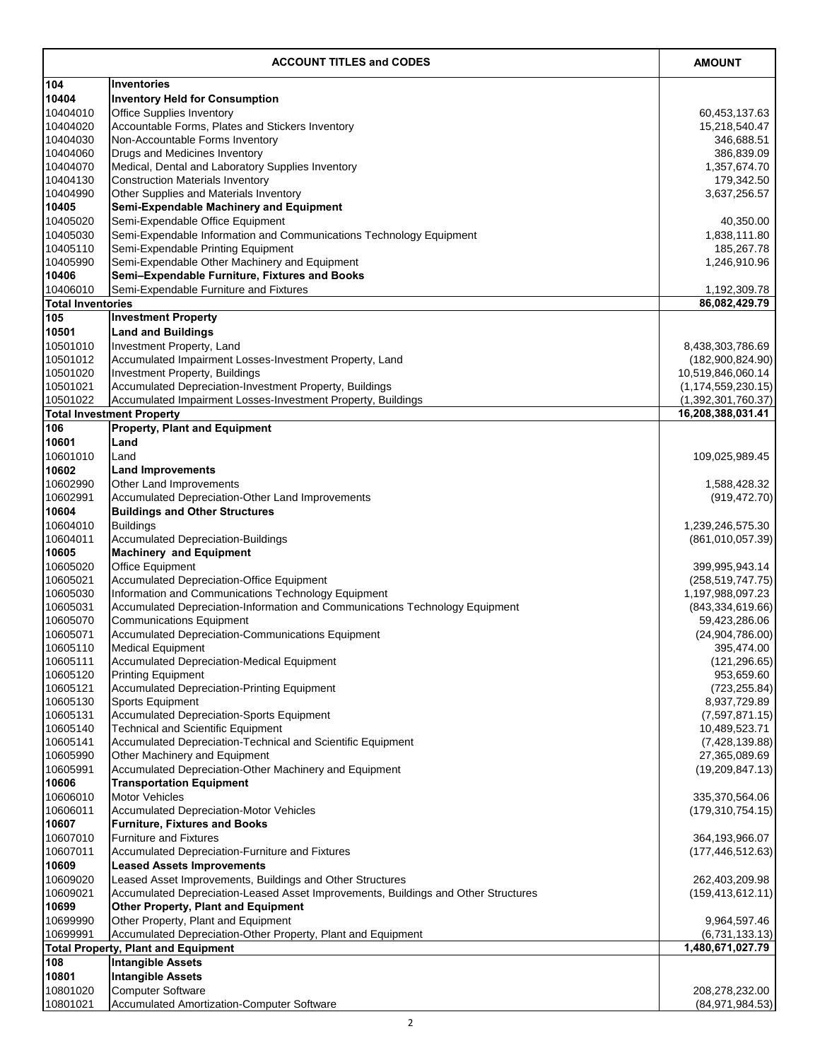| ACCOUNT TITLES and CODES | | AMOUNT |
|---|---|---|
| **104** | **Inventories** | |
| **10404** | **Inventory Held for Consumption** | |
| 10404010 | Office Supplies Inventory | 60,453,137.63 |
| 10404020 | Accountable Forms, Plates and Stickers Inventory | 15,218,540.47 |
| 10404030 | Non-Accountable Forms Inventory | 346,688.51 |
| 10404060 | Drugs and Medicines Inventory | 386,839.09 |
| 10404070 | Medical, Dental and Laboratory Supplies Inventory | 1,357,674.70 |
| 10404130 | Construction Materials Inventory | 179,342.50 |
| 10404990 | Other Supplies and Materials Inventory | 3,637,256.57 |
| **10405** | **Semi-Expendable Machinery and Equipment** | |
| 10405020 | Semi-Expendable Office Equipment | 40,350.00 |
| 10405030 | Semi-Expendable Information and Communications Technology Equipment | 1,838,111.80 |
| 10405110 | Semi-Expendable Printing Equipment | 185,267.78 |
| 10405990 | Semi-Expendable Other Machinery and Equipment | 1,246,910.96 |
| **10406** | **Semi–Expendable Furniture, Fixtures and Books** | |
| 10406010 | Semi-Expendable Furniture and Fixtures | 1,192,309.78 |
| **Total Inventories** | | **86,082,429.79** |
| **105** | **Investment Property** | |
| **10501** | **Land and Buildings** | |
| 10501010 | Investment Property, Land | 8,438,303,786.69 |
| 10501012 | Accumulated Impairment Losses-Investment Property, Land | (182,900,824.90) |
| 10501020 | Investment Property, Buildings | 10,519,846,060.14 |
| 10501021 | Accumulated Depreciation-Investment Property, Buildings | (1,174,559,230.15) |
| 10501022 | Accumulated Impairment Losses-Investment Property, Buildings | (1,392,301,760.37) |
| **Total Investment Property** | | **16,208,388,031.41** |
| **106** | **Property, Plant and Equipment** | |
| **10601** | **Land** | |
| 10601010 | Land | 109,025,989.45 |
| **10602** | **Land Improvements** | |
| 10602990 | Other Land Improvements | 1,588,428.32 |
| 10602991 | Accumulated Depreciation-Other Land Improvements | (919,472.70) |
| **10604** | **Buildings and Other Structures** | |
| 10604010 | Buildings | 1,239,246,575.30 |
| 10604011 | Accumulated Depreciation-Buildings | (861,010,057.39) |
| **10605** | **Machinery and Equipment** | |
| 10605020 | Office Equipment | 399,995,943.14 |
| 10605021 | Accumulated Depreciation-Office Equipment | (258,519,747.75) |
| 10605030 | Information and Communications Technology Equipment | 1,197,988,097.23 |
| 10605031 | Accumulated Depreciation-Information and Communications Technology Equipment | (843,334,619.66) |
| 10605070 | Communications Equipment | 59,423,286.06 |
| 10605071 | Accumulated Depreciation-Communications Equipment | (24,904,786.00) |
| 10605110 | Medical Equipment | 395,474.00 |
| 10605111 | Accumulated Depreciation-Medical Equipment | (121,296.65) |
| 10605120 | Printing Equipment | 953,659.60 |
| 10605121 | Accumulated Depreciation-Printing Equipment | (723,255.84) |
| 10605130 | Sports Equipment | 8,937,729.89 |
| 10605131 | Accumulated Depreciation-Sports Equipment | (7,597,871.15) |
| 10605140 | Technical and Scientific Equipment | 10,489,523.71 |
| 10605141 | Accumulated Depreciation-Technical and Scientific Equipment | (7,428,139.88) |
| 10605990 | Other Machinery and Equipment | 27,365,089.69 |
| 10605991 | Accumulated Depreciation-Other Machinery and Equipment | (19,209,847.13) |
| **10606** | **Transportation Equipment** | |
| 10606010 | Motor Vehicles | 335,370,564.06 |
| 10606011 | Accumulated Depreciation-Motor Vehicles | (179,310,754.15) |
| **10607** | **Furniture, Fixtures and Books** | |
| 10607010 | Furniture and Fixtures | 364,193,966.07 |
| 10607011 | Accumulated Depreciation-Furniture and Fixtures | (177,446,512.63) |
| **10609** | **Leased Assets Improvements** | |
| 10609020 | Leased Asset Improvements, Buildings and Other Structures | 262,403,209.98 |
| 10609021 | Accumulated Depreciation-Leased Asset Improvements, Buildings and Other Structures | (159,413,612.11) |
| **10699** | **Other Property, Plant and Equipment** | |
| 10699990 | Other Property, Plant and Equipment | 9,964,597.46 |
| 10699991 | Accumulated Depreciation-Other Property, Plant and Equipment | (6,731,133.13) |
| **Total Property, Plant and Equipment** | | **1,480,671,027.79** |
| **108** | **Intangible Assets** | |
| **10801** | **Intangible Assets** | |
| 10801020 | Computer Software | 208,278,232.00 |
| 10801021 | Accumulated Amortization-Computer Software | (84,971,984.53) |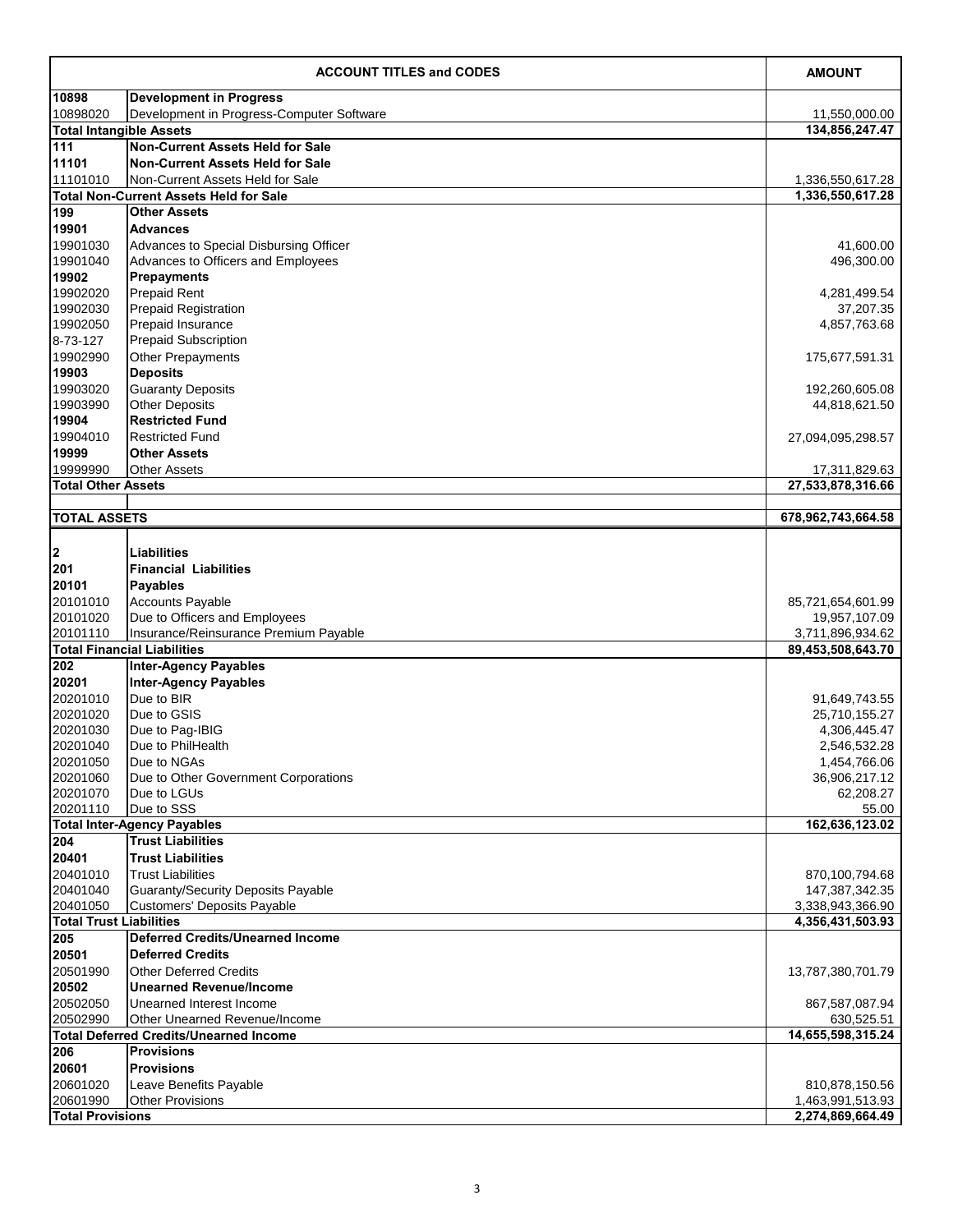| ACCOUNT TITLES and CODES | | AMOUNT |
|---|---|---|
| **10898** | **Development in Progress** | |
| 10898020 | Development in Progress-Computer Software | 11,550,000.00 |
| **Total Intangible Assets** | | **134,856,247.47** |
| **111** | **Non-Current Assets Held for Sale** | |
| **11101** | **Non-Current Assets Held for Sale** | |
| 11101010 | Non-Current Assets Held for Sale | 1,336,550,617.28 |
| **Total Non-Current Assets Held for Sale** | | **1,336,550,617.28** |
| **199** | **Other Assets** | |
| **19901** | **Advances** | |
| 19901030 | Advances to Special Disbursing Officer | 41,600.00 |
| 19901040 | Advances to Officers and Employees | 496,300.00 |
| **19902** | **Prepayments** | |
| 19902020 | Prepaid Rent | 4,281,499.54 |
| 19902030 | Prepaid Registration | 37,207.35 |
| 19902050 | Prepaid Insurance | 4,857,763.68 |
| 8-73-127 | Prepaid Subscription | |
| 19902990 | Other Prepayments | 175,677,591.31 |
| **19903** | **Deposits** | |
| 19903020 | Guaranty Deposits | 192,260,605.08 |
| 19903990 | Other Deposits | 44,818,621.50 |
| **19904** | **Restricted Fund** | |
| 19904010 | Restricted Fund | 27,094,095,298.57 |
| **19999** | **Other Assets** | |
| 19999990 | Other Assets | 17,311,829.63 |
| **Total Other Assets** | | **27,533,878,316.66** |
| | | |
| **TOTAL ASSETS** | | **678,962,743,664.58** |
| | | |
| **2** | **Liabilities** | |
| **201** | **Financial Liabilities** | |
| **20101** | **Payables** | |
| 20101010 | Accounts Payable | 85,721,654,601.99 |
| 20101020 | Due to Officers and Employees | 19,957,107.09 |
| 20101110 | Insurance/Reinsurance Premium Payable | 3,711,896,934.62 |
| **Total Financial Liabilities** | | **89,453,508,643.70** |
| **202** | **Inter-Agency Payables** | |
| **20201** | **Inter-Agency Payables** | |
| 20201010 | Due to BIR | 91,649,743.55 |
| 20201020 | Due to GSIS | 25,710,155.27 |
| 20201030 | Due to Pag-IBIG | 4,306,445.47 |
| 20201040 | Due to PhilHealth | 2,546,532.28 |
| 20201050 | Due to NGAs | 1,454,766.06 |
| 20201060 | Due to Other Government Corporations | 36,906,217.12 |
| 20201070 | Due to LGUs | 62,208.27 |
| 20201110 | Due to SSS | 55.00 |
| **Total Inter-Agency Payables** | | **162,636,123.02** |
| **204** | **Trust Liabilities** | |
| **20401** | **Trust Liabilities** | |
| 20401010 | Trust Liabilities | 870,100,794.68 |
| 20401040 | Guaranty/Security Deposits Payable | 147,387,342.35 |
| 20401050 | Customers' Deposits Payable | 3,338,943,366.90 |
| **Total Trust Liabilities** | | **4,356,431,503.93** |
| **205** | **Deferred Credits/Unearned Income** | |
| **20501** | **Deferred Credits** | |
| 20501990 | Other Deferred Credits | 13,787,380,701.79 |
| **20502** | **Unearned Revenue/Income** | |
| 20502050 | Unearned Interest Income | 867,587,087.94 |
| 20502990 | Other Unearned Revenue/Income | 630,525.51 |
| **Total Deferred Credits/Unearned Income** | | **14,655,598,315.24** |
| **206** | **Provisions** | |
| **20601** | **Provisions** | |
| 20601020 | Leave Benefits Payable | 810,878,150.56 |
| 20601990 | Other Provisions | 1,463,991,513.93 |
| **Total Provisions** | | **2,274,869,664.49** |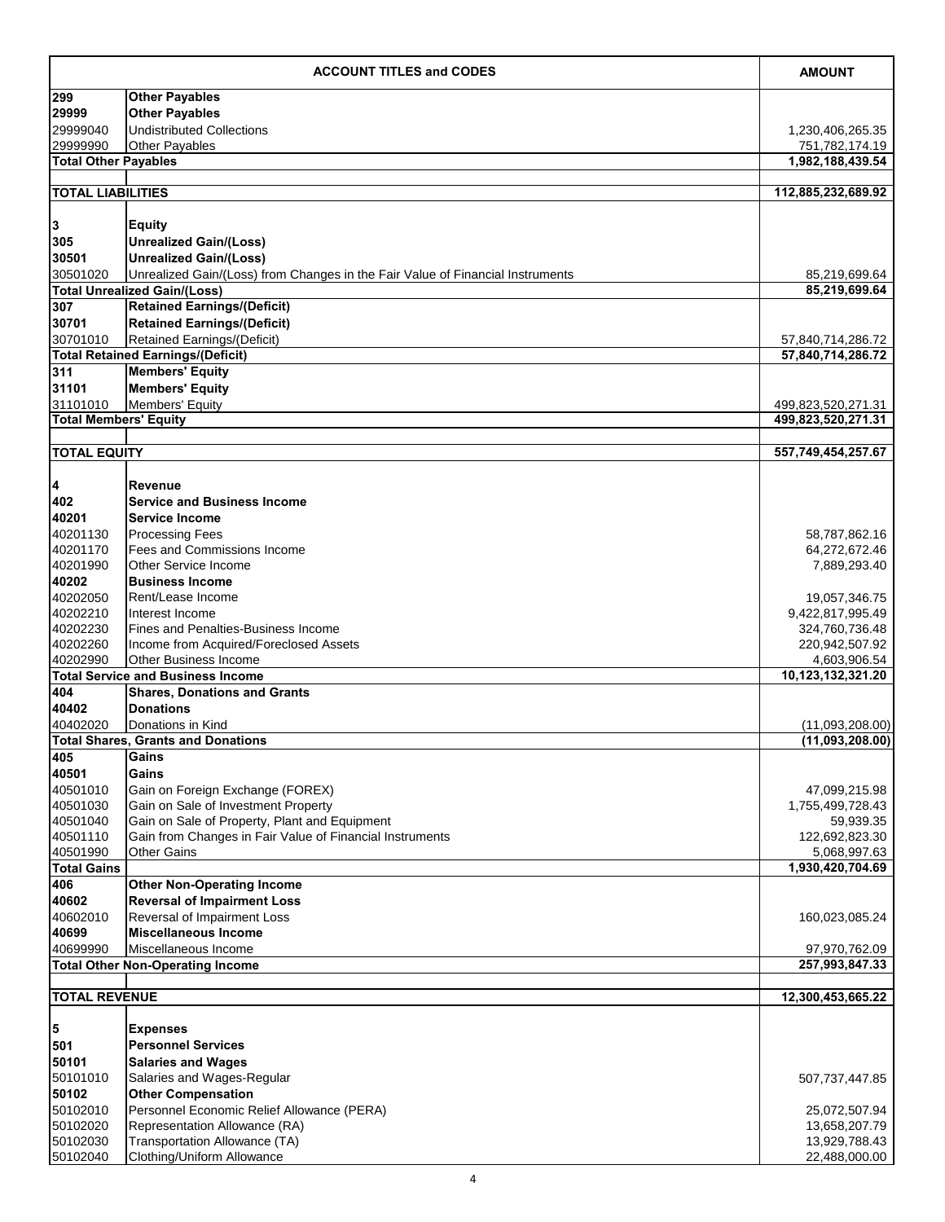| ACCOUNT TITLES and CODES | | AMOUNT |
|---|---|---|
| **299** | **Other Payables** | |
| **29999** | **Other Payables** | |
| 29999040 | Undistributed Collections | 1,230,406,265.35 |
| 29999990 | Other Payables | 751,782,174.19 |
| **Total Other Payables** | | **1,982,188,439.54** |
| | | |
| **TOTAL LIABILITIES** | | **112,885,232,689.92** |
| | | |
| **3** | **Equity** | |
| **305** | **Unrealized Gain/(Loss)** | |
| **30501** | **Unrealized Gain/(Loss)** | |
| 30501020 | Unrealized Gain/(Loss) from Changes in the Fair Value of Financial Instruments | 85,219,699.64 |
| **Total Unrealized Gain/(Loss)** | | **85,219,699.64** |
| **307** | **Retained Earnings/(Deficit)** | |
| **30701** | **Retained Earnings/(Deficit)** | |
| 30701010 | Retained Earnings/(Deficit) | 57,840,714,286.72 |
| **Total Retained Earnings/(Deficit)** | | **57,840,714,286.72** |
| **311** | **Members' Equity** | |
| **31101** | **Members' Equity** | |
| 31101010 | Members' Equity | 499,823,520,271.31 |
| **Total Members' Equity** | | **499,823,520,271.31** |
| | | |
| **TOTAL EQUITY** | | **557,749,454,257.67** |
| | | |
| **4** | **Revenue** | |
| **402** | **Service and Business Income** | |
| **40201** | **Service Income** | |
| 40201130 | Processing Fees | 58,787,862.16 |
| 40201170 | Fees and Commissions Income | 64,272,672.46 |
| 40201990 | Other Service Income | 7,889,293.40 |
| **40202** | **Business Income** | |
| 40202050 | Rent/Lease Income | 19,057,346.75 |
| 40202210 | Interest Income | 9,422,817,995.49 |
| 40202230 | Fines and Penalties-Business Income | 324,760,736.48 |
| 40202260 | Income from Acquired/Foreclosed Assets | 220,942,507.92 |
| 40202990 | Other Business Income | 4,603,906.54 |
| **Total Service and Business Income** | | **10,123,132,321.20** |
| **404** | **Shares, Donations and Grants** | |
| **40402** | **Donations** | |
| 40402020 | Donations in Kind | (11,093,208.00) |
| **Total Shares, Grants and Donations** | | **(11,093,208.00)** |
| **405** | **Gains** | |
| **40501** | **Gains** | |
| 40501010 | Gain on Foreign Exchange (FOREX) | 47,099,215.98 |
| 40501030 | Gain on Sale of Investment Property | 1,755,499,728.43 |
| 40501040 | Gain on Sale of Property, Plant and Equipment | 59,939.35 |
| 40501110 | Gain from Changes in Fair Value of Financial Instruments | 122,692,823.30 |
| 40501990 | Other Gains | 5,068,997.63 |
| **Total Gains** | | **1,930,420,704.69** |
| **406** | **Other Non-Operating Income** | |
| **40602** | **Reversal of Impairment Loss** | |
| 40602010 | Reversal of Impairment Loss | 160,023,085.24 |
| **40699** | **Miscellaneous Income** | |
| 40699990 | Miscellaneous Income | 97,970,762.09 |
| **Total Other Non-Operating Income** | | **257,993,847.33** |
| | | |
| **TOTAL REVENUE** | | **12,300,453,665.22** |
| | | |
| **5** | **Expenses** | |
| **501** | **Personnel Services** | |
| **50101** | **Salaries and Wages** | |
| 50101010 | Salaries and Wages-Regular | 507,737,447.85 |
| **50102** | **Other Compensation** | |
| 50102010 | Personnel Economic Relief Allowance (PERA) | 25,072,507.94 |
| 50102020 | Representation Allowance (RA) | 13,658,207.79 |
| 50102030 | Transportation Allowance (TA) | 13,929,788.43 |
| 50102040 | Clothing/Uniform Allowance | 22,488,000.00 |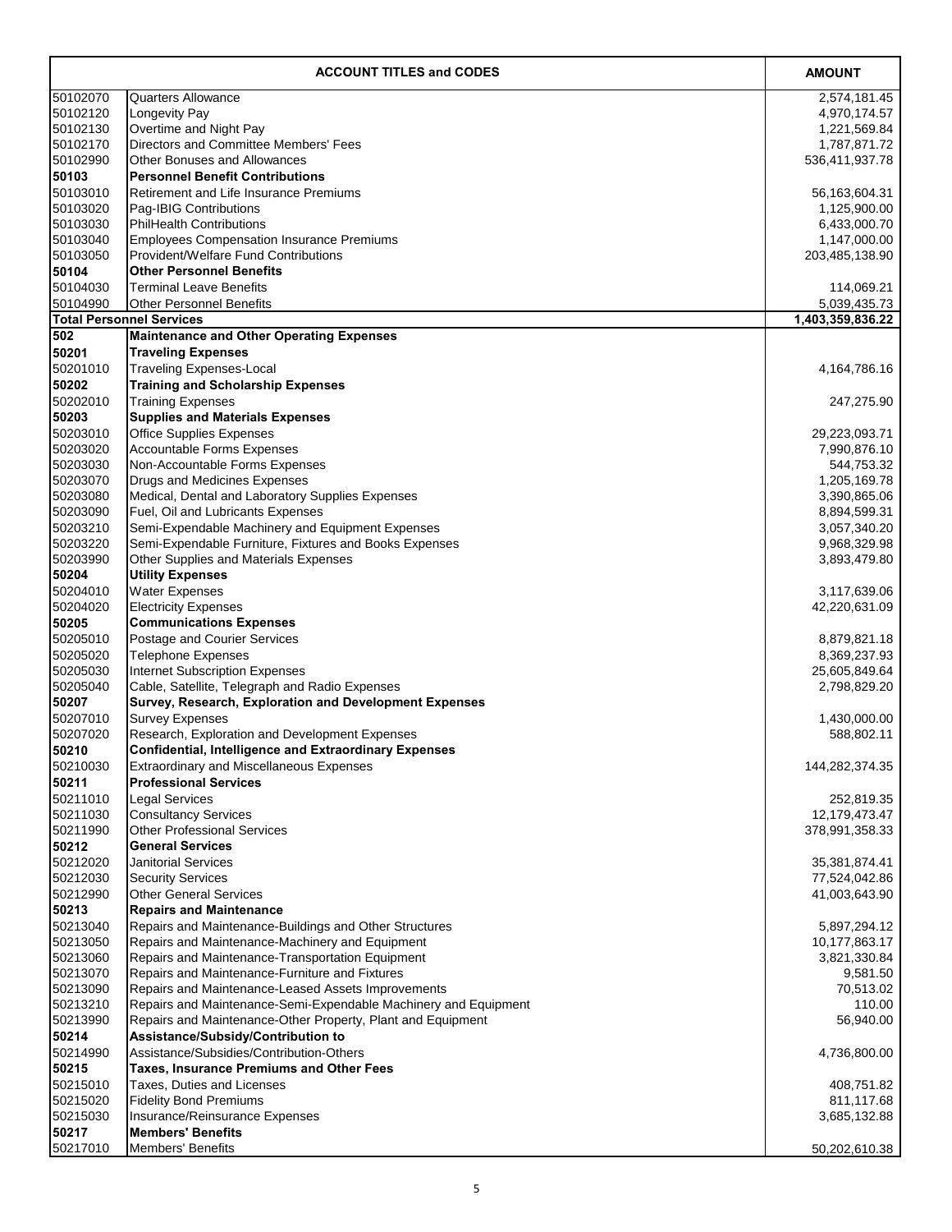| ACCOUNT TITLES and CODES | | AMOUNT |
|---|---|---|
| 50102070 | Quarters Allowance | 2,574,181.45 |
| 50102120 | Longevity Pay | 4,970,174.57 |
| 50102130 | Overtime and Night Pay | 1,221,569.84 |
| 50102170 | Directors and Committee Members' Fees | 1,787,871.72 |
| 50102990 | Other Bonuses and Allowances | 536,411,937.78 |
| **50103** | **Personnel Benefit Contributions** | |
| 50103010 | Retirement and Life Insurance Premiums | 56,163,604.31 |
| 50103020 | Pag-IBIG Contributions | 1,125,900.00 |
| 50103030 | PhilHealth Contributions | 6,433,000.70 |
| 50103040 | Employees Compensation Insurance Premiums | 1,147,000.00 |
| 50103050 | Provident/Welfare Fund Contributions | 203,485,138.90 |
| **50104** | **Other Personnel Benefits** | |
| 50104030 | Terminal Leave Benefits | 114,069.21 |
| 50104990 | Other Personnel Benefits | 5,039,435.73 |
| **Total Personnel Services** | | **1,403,359,836.22** |
| **502** | **Maintenance and Other Operating Expenses** | |
| **50201** | **Traveling Expenses** | |
| 50201010 | Traveling Expenses-Local | 4,164,786.16 |
| **50202** | **Training and Scholarship Expenses** | |
| 50202010 | Training Expenses | 247,275.90 |
| **50203** | **Supplies and Materials Expenses** | |
| 50203010 | Office Supplies Expenses | 29,223,093.71 |
| 50203020 | Accountable Forms Expenses | 7,990,876.10 |
| 50203030 | Non-Accountable Forms Expenses | 544,753.32 |
| 50203070 | Drugs and Medicines Expenses | 1,205,169.78 |
| 50203080 | Medical, Dental and Laboratory Supplies Expenses | 3,390,865.06 |
| 50203090 | Fuel, Oil and Lubricants Expenses | 8,894,599.31 |
| 50203210 | Semi-Expendable Machinery and Equipment Expenses | 3,057,340.20 |
| 50203220 | Semi-Expendable Furniture, Fixtures and Books Expenses | 9,968,329.98 |
| 50203990 | Other Supplies and Materials Expenses | 3,893,479.80 |
| **50204** | **Utility Expenses** | |
| 50204010 | Water Expenses | 3,117,639.06 |
| 50204020 | Electricity Expenses | 42,220,631.09 |
| **50205** | **Communications Expenses** | |
| 50205010 | Postage and Courier Services | 8,879,821.18 |
| 50205020 | Telephone Expenses | 8,369,237.93 |
| 50205030 | Internet Subscription Expenses | 25,605,849.64 |
| 50205040 | Cable, Satellite, Telegraph and Radio Expenses | 2,798,829.20 |
| **50207** | **Survey, Research, Exploration and Development Expenses** | |
| 50207010 | Survey Expenses | 1,430,000.00 |
| 50207020 | Research, Exploration and Development Expenses | 588,802.11 |
| **50210** | **Confidential, Intelligence and Extraordinary Expenses** | |
| 50210030 | Extraordinary and Miscellaneous Expenses | 144,282,374.35 |
| **50211** | **Professional Services** | |
| 50211010 | Legal Services | 252,819.35 |
| 50211030 | Consultancy Services | 12,179,473.47 |
| 50211990 | Other Professional Services | 378,991,358.33 |
| **50212** | **General Services** | |
| 50212020 | Janitorial Services | 35,381,874.41 |
| 50212030 | Security Services | 77,524,042.86 |
| 50212990 | Other General Services | 41,003,643.90 |
| **50213** | **Repairs and Maintenance** | |
| 50213040 | Repairs and Maintenance-Buildings and Other Structures | 5,897,294.12 |
| 50213050 | Repairs and Maintenance-Machinery and Equipment | 10,177,863.17 |
| 50213060 | Repairs and Maintenance-Transportation Equipment | 3,821,330.84 |
| 50213070 | Repairs and Maintenance-Furniture and Fixtures | 9,581.50 |
| 50213090 | Repairs and Maintenance-Leased Assets Improvements | 70,513.02 |
| 50213210 | Repairs and Maintenance-Semi-Expendable Machinery and Equipment | 110.00 |
| 50213990 | Repairs and Maintenance-Other Property, Plant and Equipment | 56,940.00 |
| **50214** | **Assistance/Subsidy/Contribution to** | |
| 50214990 | Assistance/Subsidies/Contribution-Others | 4,736,800.00 |
| **50215** | **Taxes, Insurance Premiums and Other Fees** | |
| 50215010 | Taxes, Duties and Licenses | 408,751.82 |
| 50215020 | Fidelity Bond Premiums | 811,117.68 |
| 50215030 | Insurance/Reinsurance Expenses | 3,685,132.88 |
| **50217** | **Members' Benefits** | |
| 50217010 | Members' Benefits | 50,202,610.38 |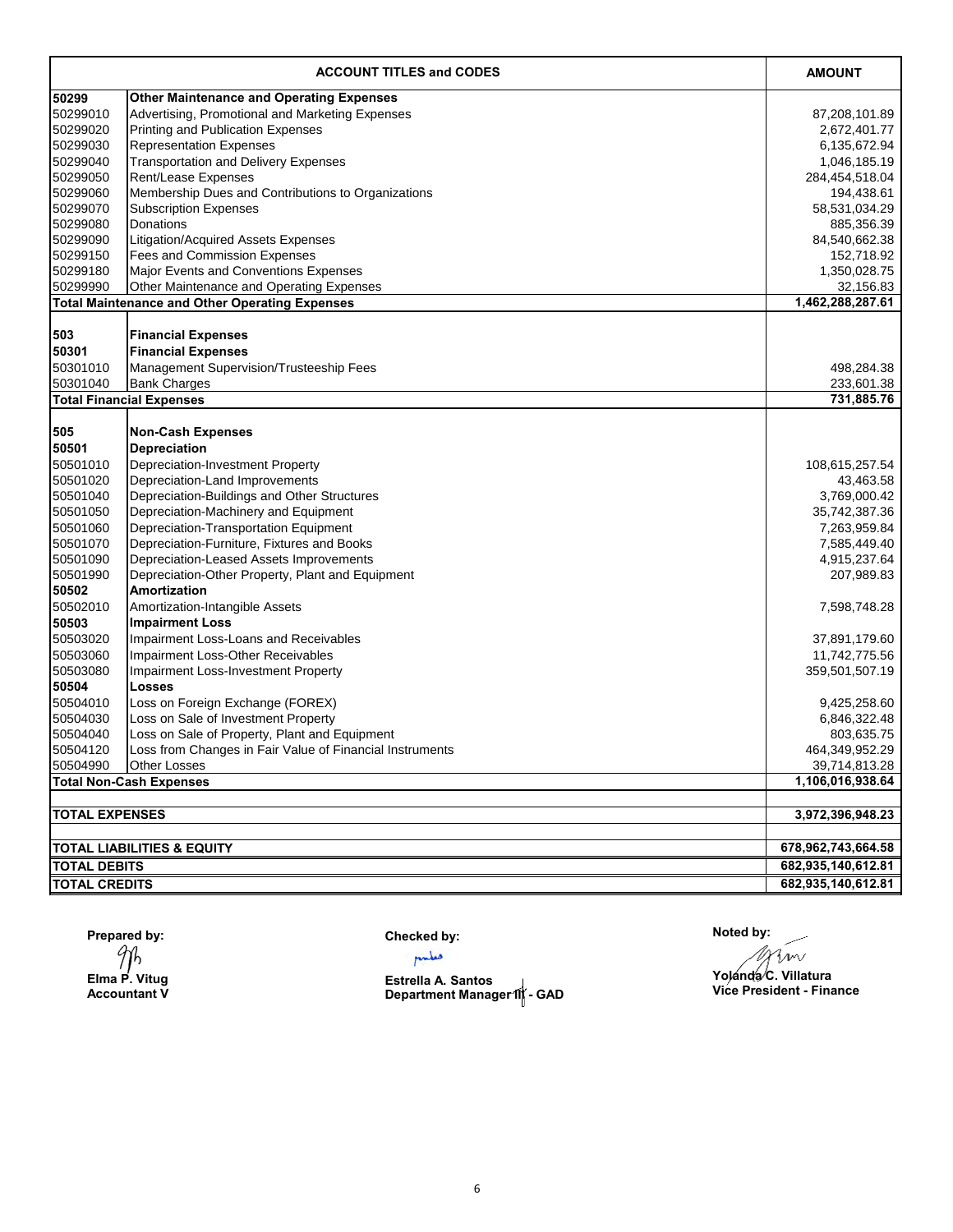| ACCOUNT TITLES and CODES | | AMOUNT |
|---|---|---|
| **50299** | **Other Maintenance and Operating Expenses** | |
| 50299010 | Advertising, Promotional and Marketing Expenses | 87,208,101.89 |
| 50299020 | Printing and Publication Expenses | 2,672,401.77 |
| 50299030 | Representation Expenses | 6,135,672.94 |
| 50299040 | Transportation and Delivery Expenses | 1,046,185.19 |
| 50299050 | Rent/Lease Expenses | 284,454,518.04 |
| 50299060 | Membership Dues and Contributions to Organizations | 194,438.61 |
| 50299070 | Subscription Expenses | 58,531,034.29 |
| 50299080 | Donations | 885,356.39 |
| 50299090 | Litigation/Acquired Assets Expenses | 84,540,662.38 |
| 50299150 | Fees and Commission Expenses | 152,718.92 |
| 50299180 | Major Events and Conventions Expenses | 1,350,028.75 |
| 50299990 | Other Maintenance and Operating Expenses | 32,156.83 |
| **Total Maintenance and Other Operating Expenses** | | **1,462,288,287.61** |
| | | |
| **503** | **Financial Expenses** | |
| **50301** | **Financial Expenses** | |
| 50301010 | Management Supervision/Trusteeship Fees | 498,284.38 |
| 50301040 | Bank Charges | 233,601.38 |
| **Total Financial Expenses** | | **731,885.76** |
| | | |
| **505** | **Non-Cash Expenses** | |
| **50501** | **Depreciation** | |
| 50501010 | Depreciation-Investment Property | 108,615,257.54 |
| 50501020 | Depreciation-Land Improvements | 43,463.58 |
| 50501040 | Depreciation-Buildings and Other Structures | 3,769,000.42 |
| 50501050 | Depreciation-Machinery and Equipment | 35,742,387.36 |
| 50501060 | Depreciation-Transportation Equipment | 7,263,959.84 |
| 50501070 | Depreciation-Furniture, Fixtures and Books | 7,585,449.40 |
| 50501090 | Depreciation-Leased Assets Improvements | 4,915,237.64 |
| 50501990 | Depreciation-Other Property, Plant and Equipment | 207,989.83 |
| **50502** | **Amortization** | |
| 50502010 | Amortization-Intangible Assets | 7,598,748.28 |
| **50503** | **Impairment Loss** | |
| 50503020 | Impairment Loss-Loans and Receivables | 37,891,179.60 |
| 50503060 | Impairment Loss-Other Receivables | 11,742,775.56 |
| 50503080 | Impairment Loss-Investment Property | 359,501,507.19 |
| **50504** | **Losses** | |
| 50504010 | Loss on Foreign Exchange (FOREX) | 9,425,258.60 |
| 50504030 | Loss on Sale of Investment Property | 6,846,322.48 |
| 50504040 | Loss on Sale of Property, Plant and Equipment | 803,635.75 |
| 50504120 | Loss from Changes in Fair Value of Financial Instruments | 464,349,952.29 |
| 50504990 | Other Losses | 39,714,813.28 |
| **Total Non-Cash Expenses** | | **1,106,016,938.64** |
| | | |
| **TOTAL EXPENSES** | | **3,972,396,948.23** |
| | | |
| **TOTAL LIABILITIES & EQUITY** | | **678,962,743,664.58** |
| **TOTAL DEBITS** | | **682,935,140,612.81** |
| **TOTAL CREDITS** | | **682,935,140,612.81** |

**Prepared by:**
**Elma P. Vitug**
**Accountant V**

**Checked by:**
**Estrella A. Santos**
**Department Manager III - GAD**

**Noted by:**
**Yolanda C. Villatura**
**Vice President - Finance**